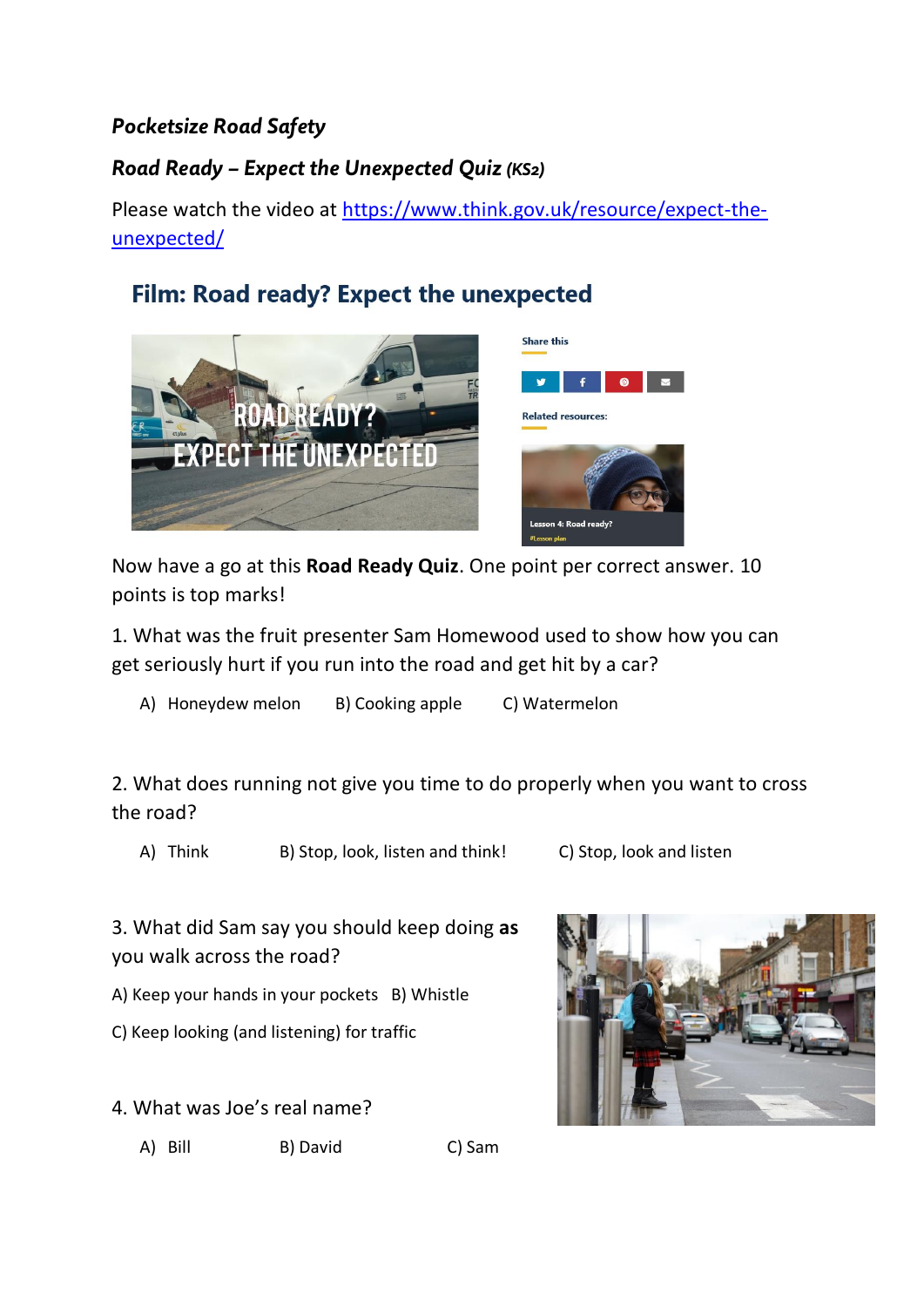***Pocketsize Road Safety***

***Road Ready – Expect the Unexpected Quiz** (KS2)*

Please watch the video at [https://www.think.gov.uk/resource/expect-the-unexpected/](https://www.think.gov.uk/resource/expect-the-unexpected/)

## Film: Road ready? Expect the unexpected

Now have a go at this **Road Ready Quiz**. One point per correct answer. 10 points is top marks!

1. What was the fruit presenter Sam Homewood used to show how you can get seriously hurt if you run into the road and get hit by a car?

   A) Honeydew melon   B) Cooking apple   C) Watermelon

2. What does running not give you time to do properly when you want to cross the road?

   A) Think   B) Stop, look, listen and think!   C) Stop, look and listen

3. What did Sam say you should keep doing **as** you walk across the road?

   A) Keep your hands in your pockets   B) Whistle

   C) Keep looking (and listening) for traffic

4. What was Joe's real name?

   A) Bill   B) David   C) Sam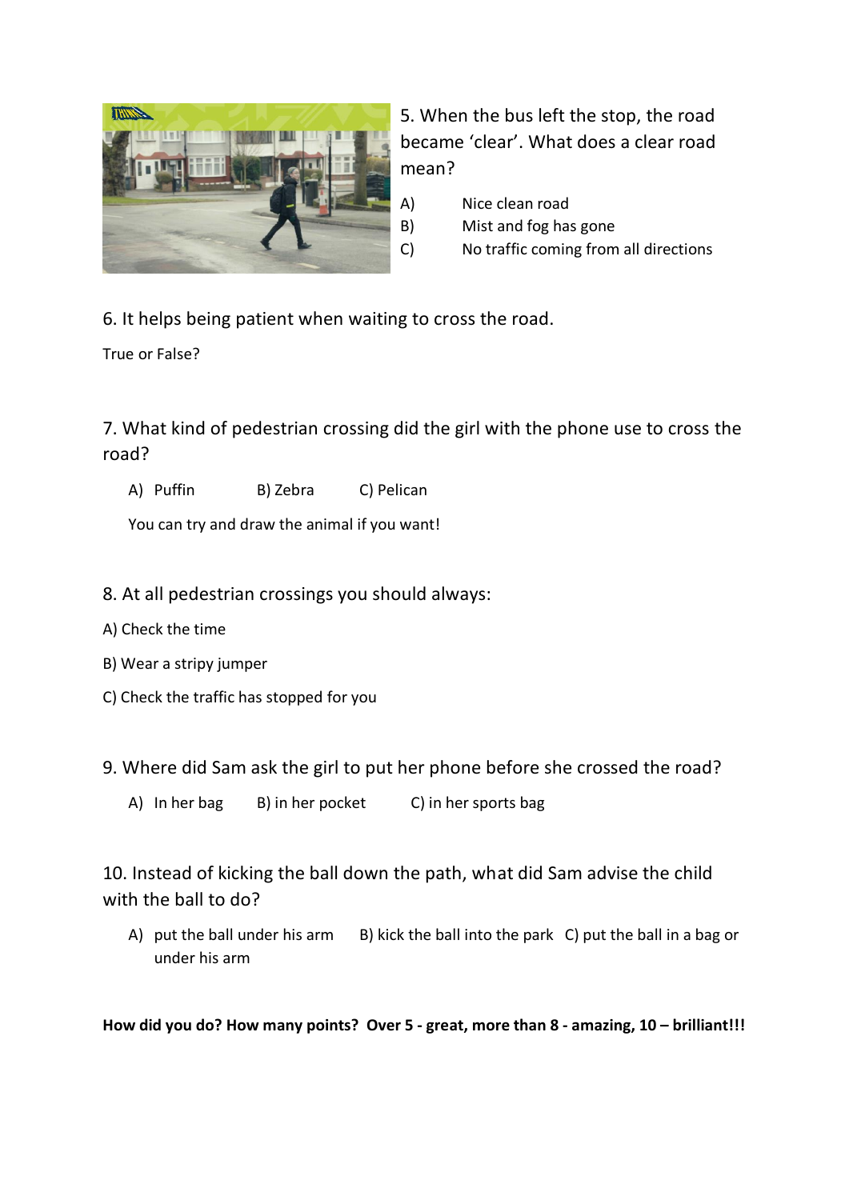5. When the bus left the stop, the road became 'clear'. What does a clear road mean?

A) Nice clean road

B) Mist and fog has gone

C) No traffic coming from all directions

6. It helps being patient when waiting to cross the road.

True or False?

7. What kind of pedestrian crossing did the girl with the phone use to cross the road?

A) Puffin B) Zebra C) Pelican

You can try and draw the animal if you want!

8. At all pedestrian crossings you should always:

A) Check the time

B) Wear a stripy jumper

C) Check the traffic has stopped for you

9. Where did Sam ask the girl to put her phone before she crossed the road?

A) In her bag B) in her pocket C) in her sports bag

10. Instead of kicking the ball down the path, what did Sam advise the child with the ball to do?

A) put the ball under his arm B) kick the ball into the park C) put the ball in a bag or under his arm

**How did you do? How many points? Over 5 - great, more than 8 - amazing, 10 – brilliant!!!**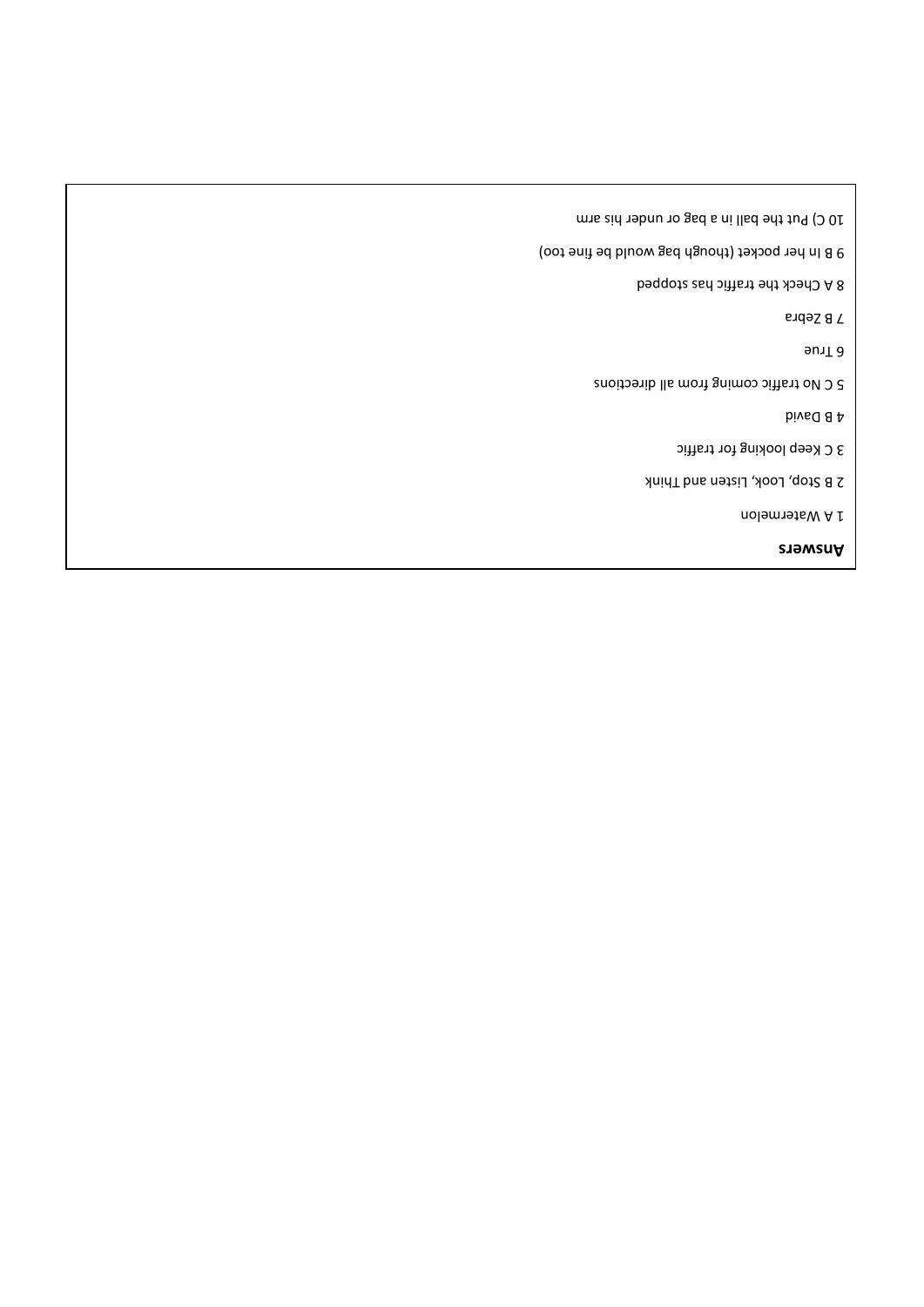**Answers**

1 A Watermelon

2 B Stop, Look, Listen and Think

3 C Keep looking for traffic

4 B David

5 C No traffic coming from all directions

6 True

7 B Zebra

8 A Check the traffic has stopped

9 B In her pocket (though bag would be fine too)

10 C) Put the ball in a bag or under his arm